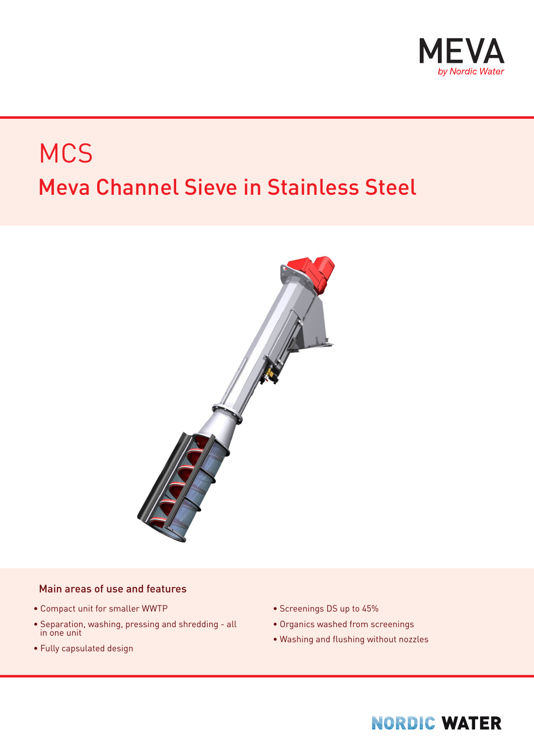MEVA
*by Nordic Water*

# MCS

## Meva Channel Sieve in Stainless Steel

### Main areas of use and features

- Compact unit for smaller WWTP
- Separation, washing, pressing and shredding - all in one unit
- Fully capsulated design
- Screenings DS up to 45%
- Organics washed from screenings
- Washing and flushing without nozzles

NORDIC WATER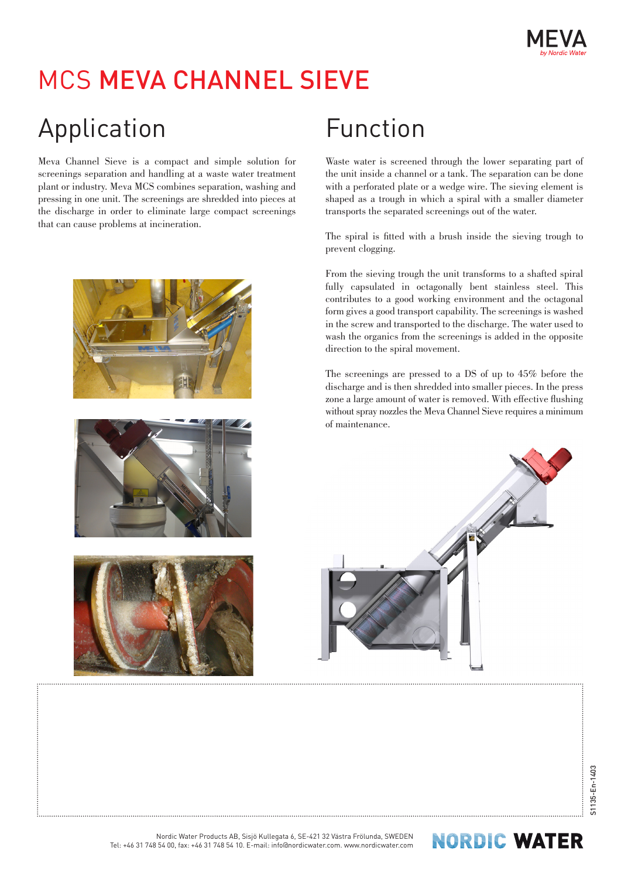# MCS **MEVA CHANNEL SIEVE**

## Application

Meva Channel Sieve is a compact and simple solution for screenings separation and handling at a waste water treatment plant or industry. Meva MCS combines separation, washing and pressing in one unit. The screenings are shredded into pieces at the discharge in order to eliminate large compact screenings that can cause problems at incineration.

## Function

Waste water is screened through the lower separating part of the unit inside a channel or a tank. The separation can be done with a perforated plate or a wedge wire. The sieving element is shaped as a trough in which a spiral with a smaller diameter transports the separated screenings out of the water.

The spiral is fitted with a brush inside the sieving trough to prevent clogging.

From the sieving trough the unit transforms to a shafted spiral fully capsulated in octagonally bent stainless steel. This contributes to a good working environment and the octagonal form gives a good transport capability. The screenings is washed in the screw and transported to the discharge. The water used to wash the organics from the screenings is added in the opposite direction to the spiral movement.

The screenings are pressed to a DS of up to 45% before the discharge and is then shredded into smaller pieces. In the press zone a large amount of water is removed. With effective flushing without spray nozzles the Meva Channel Sieve requires a minimum of maintenance.

S1135-En-1403

Nordic Water Products AB, Sisjö Kullegata 6, SE-421 32 Västra Frölunda, SWEDEN
Tel: +46 31 748 54 00, fax: +46 31 748 54 10. E-mail: info@nordicwater.com. www.nordicwater.com